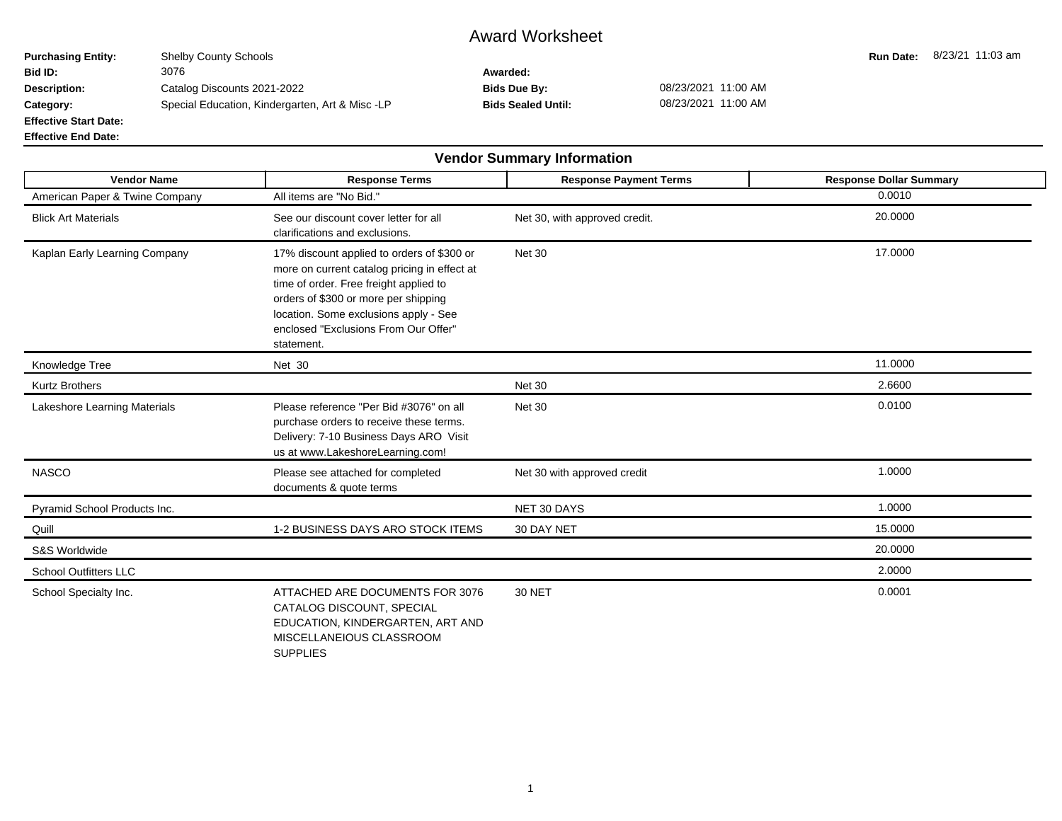# Award Worksheet

**Purchasing Entity:** Shelby County Schools

**Run Date:** 8/23/21 11:03 am

**Bid ID:** 3076

**Awarded:**

**Description:** Catalog Discounts 2021-2022

**Bids Due By:** 08/23/2021 11:00 AM

**Category:** Special Education, Kindergarten, Art & Misc -LP

**Bids Sealed Until:** 08/23/2021 11:00 AM

**Effective Start Date:**

**Effective End Date:**

## Vendor Summary Information

| Vendor Name | Response Terms | Response Payment Terms | Response Dollar Summary |
|---|---|---|---|
| American Paper & Twine Company | All items are "No Bid." | | 0.0010 |
| Blick Art Materials | See our discount cover letter for all clarifications and exclusions. | Net 30, with approved credit. | 20.0000 |
| Kaplan Early Learning Company | 17% discount applied to orders of $300 or more on current catalog pricing in effect at time of order. Free freight applied to orders of $300 or more per shipping location. Some exclusions apply - See enclosed "Exclusions From Our Offer" statement. | Net 30 | 17.0000 |
| Knowledge Tree | Net 30 | | 11.0000 |
| Kurtz Brothers | | Net 30 | 2.6600 |
| Lakeshore Learning Materials | Please reference "Per Bid #3076" on all purchase orders to receive these terms. Delivery: 7-10 Business Days ARO Visit us at www.LakeshoreLearning.com! | Net 30 | 0.0100 |
| NASCO | Please see attached for completed documents & quote terms | Net 30 with approved credit | 1.0000 |
| Pyramid School Products Inc. | | NET 30 DAYS | 1.0000 |
| Quill | 1-2 BUSINESS DAYS ARO STOCK ITEMS | 30 DAY NET | 15.0000 |
| S&S Worldwide | | | 20.0000 |
| School Outfitters LLC | | | 2.0000 |
| School Specialty Inc. | ATTACHED ARE DOCUMENTS FOR 3076 CATALOG DISCOUNT, SPECIAL EDUCATION, KINDERGARTEN, ART AND MISCELLANEIOUS CLASSROOM SUPPLIES | 30 NET | 0.0001 |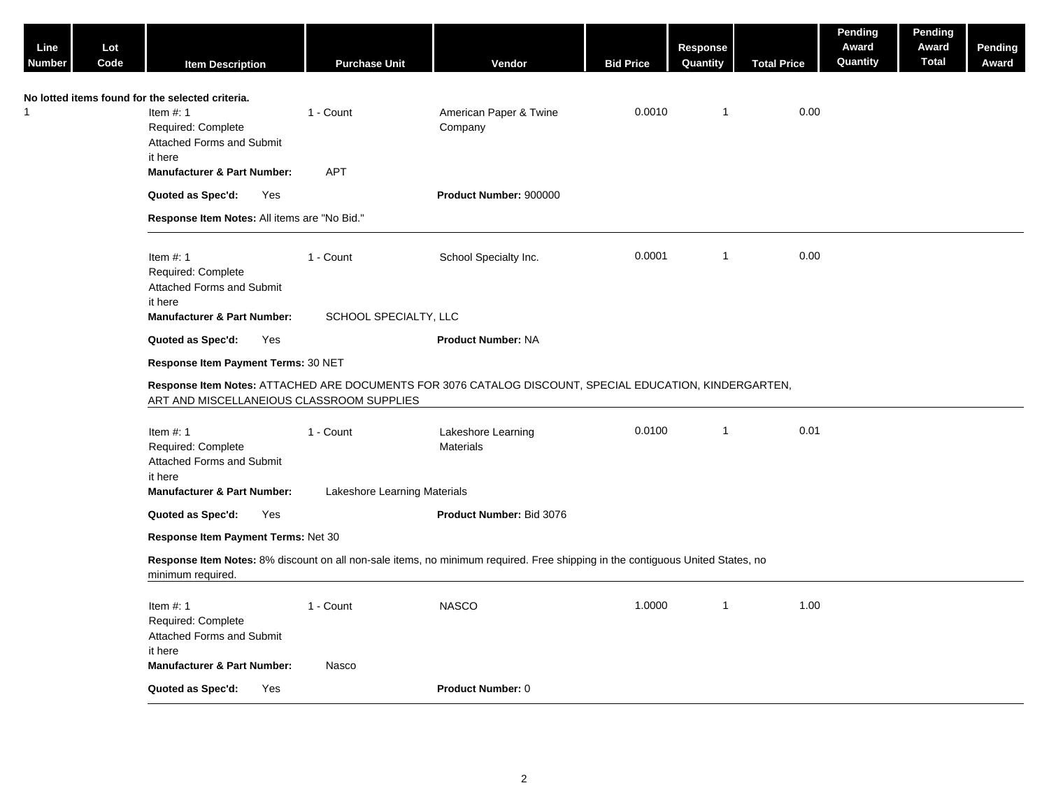| Line Number | Lot Code | Item Description | Purchase Unit | Vendor | Bid Price | Response Quantity | Total Price | Pending Award Quantity | Pending Award Total | Pending Award |
|---|---|---|---|---|---|---|---|---|---|---|

**No lotted items found for the selected criteria.**

| Line Number | Lot Code | Item Description | Purchase Unit | Vendor | Bid Price | Response Quantity | Total Price | Pending Award Quantity | Pending Award Total | Pending Award |
|---|---|---|---|---|---|---|---|---|---|---|
| 1 | | Item #: 1 Required: Complete Attached Forms and Submit it here | 1 - Count | American Paper & Twine Company | 0.0010 | 1 | 0.00 | | | |

**Manufacturer & Part Number:** APT

**Quoted as Spec'd:** Yes **Product Number:** 900000

**Response Item Notes:** All items are "No Bid."

---

| Line Number | Lot Code | Item Description | Purchase Unit | Vendor | Bid Price | Response Quantity | Total Price | Pending Award Quantity | Pending Award Total | Pending Award |
|---|---|---|---|---|---|---|---|---|---|---|
| | | Item #: 1 Required: Complete Attached Forms and Submit it here | 1 - Count | School Specialty Inc. | 0.0001 | 1 | 0.00 | | | |

**Manufacturer & Part Number:** SCHOOL SPECIALTY, LLC

**Quoted as Spec'd:** Yes **Product Number:** NA

**Response Item Payment Terms:** 30 NET

**Response Item Notes:** ATTACHED ARE DOCUMENTS FOR 3076 CATALOG DISCOUNT, SPECIAL EDUCATION, KINDERGARTEN, ART AND MISCELLANEIOUS CLASSROOM SUPPLIES

---

| Line Number | Lot Code | Item Description | Purchase Unit | Vendor | Bid Price | Response Quantity | Total Price | Pending Award Quantity | Pending Award Total | Pending Award |
|---|---|---|---|---|---|---|---|---|---|---|
| | | Item #: 1 Required: Complete Attached Forms and Submit it here | 1 - Count | Lakeshore Learning Materials | 0.0100 | 1 | 0.01 | | | |

**Manufacturer & Part Number:** Lakeshore Learning Materials

**Quoted as Spec'd:** Yes **Product Number:** Bid 3076

**Response Item Payment Terms:** Net 30

**Response Item Notes:** 8% discount on all non-sale items, no minimum required. Free shipping in the contiguous United States, no minimum required.

---

| Line Number | Lot Code | Item Description | Purchase Unit | Vendor | Bid Price | Response Quantity | Total Price | Pending Award Quantity | Pending Award Total | Pending Award |
|---|---|---|---|---|---|---|---|---|---|---|
| | | Item #: 1 Required: Complete Attached Forms and Submit it here | 1 - Count | NASCO | 1.0000 | 1 | 1.00 | | | |

**Manufacturer & Part Number:** Nasco

**Quoted as Spec'd:** Yes **Product Number:** 0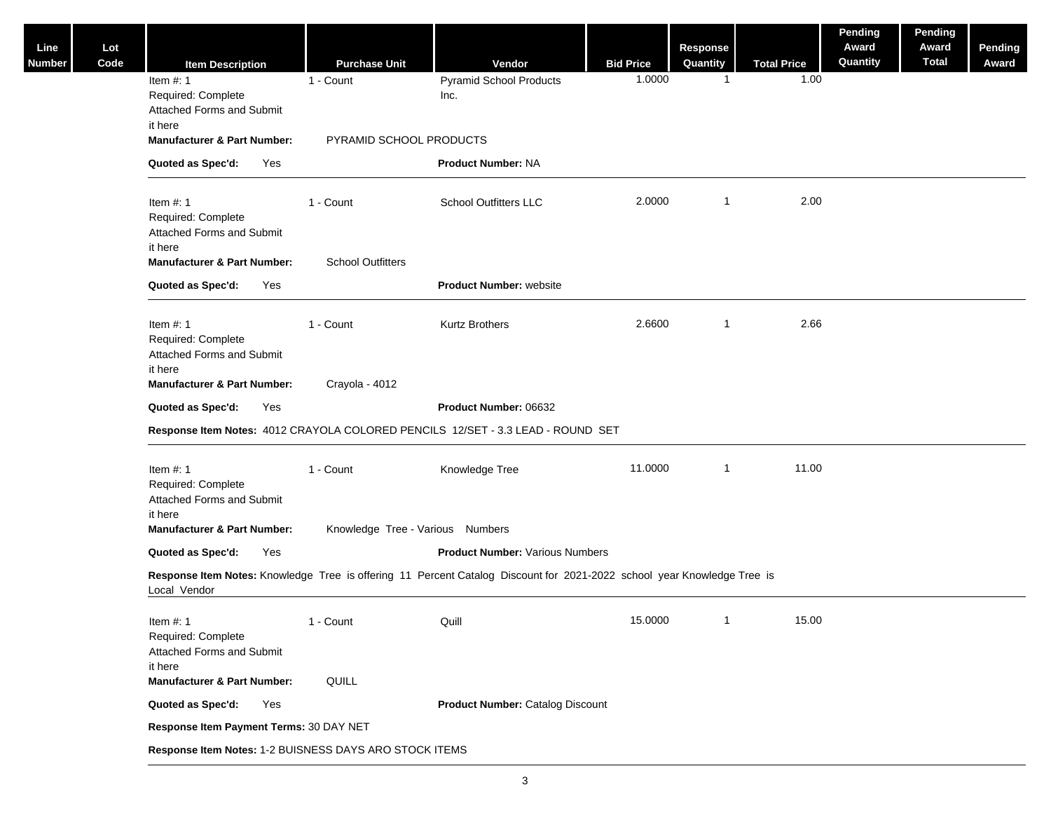| Line Number | Lot Code | Item Description | Purchase Unit | Vendor | Bid Price | Response Quantity | Total Price | Pending Award Quantity | Pending Award Total | Pending Award |
|---|---|---|---|---|---|---|---|---|---|---|
| | | Item #: 1 Required: Complete Attached Forms and Submit it here | 1 - Count | Pyramid School Products Inc. | 1.0000 | 1 | 1.00 | | | |
| | | **Manufacturer & Part Number:** PYRAMID SCHOOL PRODUCTS | | | | | | | | |
| | | **Quoted as Spec'd:** Yes | | **Product Number:** NA | | | | | | |
| | | Item #: 1 Required: Complete Attached Forms and Submit it here | 1 - Count | School Outfitters LLC | 2.0000 | 1 | 2.00 | | | |
| | | **Manufacturer & Part Number:** School Outfitters | | | | | | | | |
| | | **Quoted as Spec'd:** Yes | | **Product Number:** website | | | | | | |
| | | Item #: 1 Required: Complete Attached Forms and Submit it here | 1 - Count | Kurtz Brothers | 2.6600 | 1 | 2.66 | | | |
| | | **Manufacturer & Part Number:** Crayola - 4012 | | | | | | | | |
| | | **Quoted as Spec'd:** Yes | | **Product Number:** 06632 | | | | | | |
| | | **Response Item Notes:** 4012 CRAYOLA COLORED PENCILS 12/SET - 3.3 LEAD - ROUND SET | | | | | | | | |
| | | Item #: 1 Required: Complete Attached Forms and Submit it here | 1 - Count | Knowledge Tree | 11.0000 | 1 | 11.00 | | | |
| | | **Manufacturer & Part Number:** Knowledge Tree - Various Numbers | | | | | | | | |
| | | **Quoted as Spec'd:** Yes | | **Product Number:** Various Numbers | | | | | | |
| | | **Response Item Notes:** Knowledge Tree is offering 11 Percent Catalog Discount for 2021-2022 school year Knowledge Tree is Local Vendor | | | | | | | | |
| | | Item #: 1 Required: Complete Attached Forms and Submit it here | 1 - Count | Quill | 15.0000 | 1 | 15.00 | | | |
| | | **Manufacturer & Part Number:** QUILL | | | | | | | | |
| | | **Quoted as Spec'd:** Yes | | **Product Number:** Catalog Discount | | | | | | |
| | | **Response Item Payment Terms:** 30 DAY NET | | | | | | | | |
| | | **Response Item Notes:** 1-2 BUISNESS DAYS ARO STOCK ITEMS | | | | | | | | |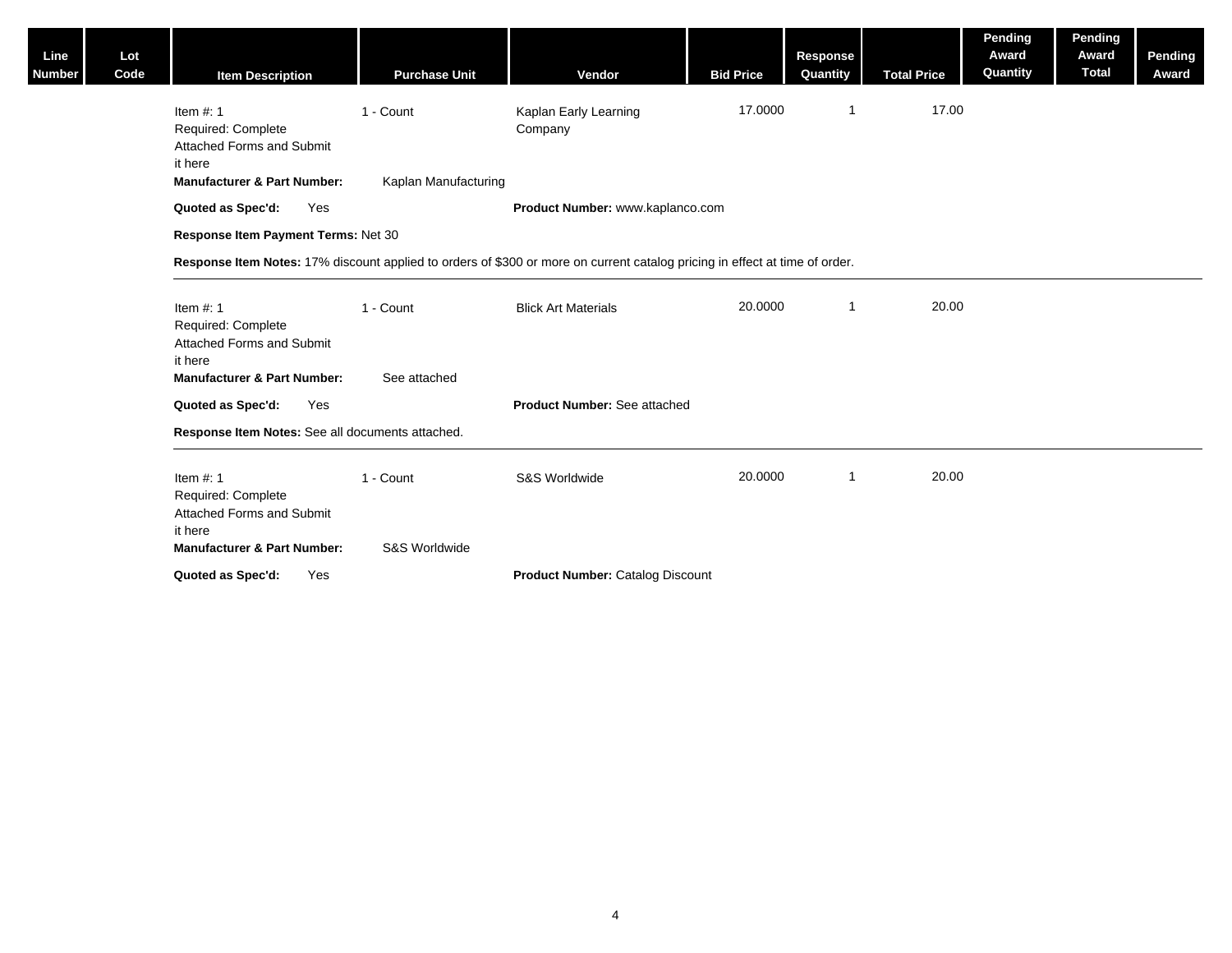| Line Number | Lot Code | Item Description | Purchase Unit | Vendor | Bid Price | Response Quantity | Total Price | Pending Award Quantity | Pending Award Total | Pending Award |
|---|---|---|---|---|---|---|---|---|---|---|
| | | Item #: 1 Required: Complete Attached Forms and Submit it here | 1 - Count | Kaplan Early Learning Company | 17.0000 | 1 | 17.00 | | | |

**Manufacturer & Part Number:** Kaplan Manufacturing

**Quoted as Spec'd:** Yes

**Product Number:** www.kaplanco.com

**Response Item Payment Terms:** Net 30

**Response Item Notes:** 17% discount applied to orders of $300 or more on current catalog pricing in effect at time of order.

---

| Line Number | Lot Code | Item Description | Purchase Unit | Vendor | Bid Price | Response Quantity | Total Price | Pending Award Quantity | Pending Award Total | Pending Award |
|---|---|---|---|---|---|---|---|---|---|---|
| | | Item #: 1 Required: Complete Attached Forms and Submit it here | 1 - Count | Blick Art Materials | 20.0000 | 1 | 20.00 | | | |

**Manufacturer & Part Number:** See attached

**Quoted as Spec'd:** Yes

**Product Number:** See attached

**Response Item Notes:** See all documents attached.

---

| Line Number | Lot Code | Item Description | Purchase Unit | Vendor | Bid Price | Response Quantity | Total Price | Pending Award Quantity | Pending Award Total | Pending Award |
|---|---|---|---|---|---|---|---|---|---|---|
| | | Item #: 1 Required: Complete Attached Forms and Submit it here | 1 - Count | S&S Worldwide | 20.0000 | 1 | 20.00 | | | |

**Manufacturer & Part Number:** S&S Worldwide

**Quoted as Spec'd:** Yes

**Product Number:** Catalog Discount